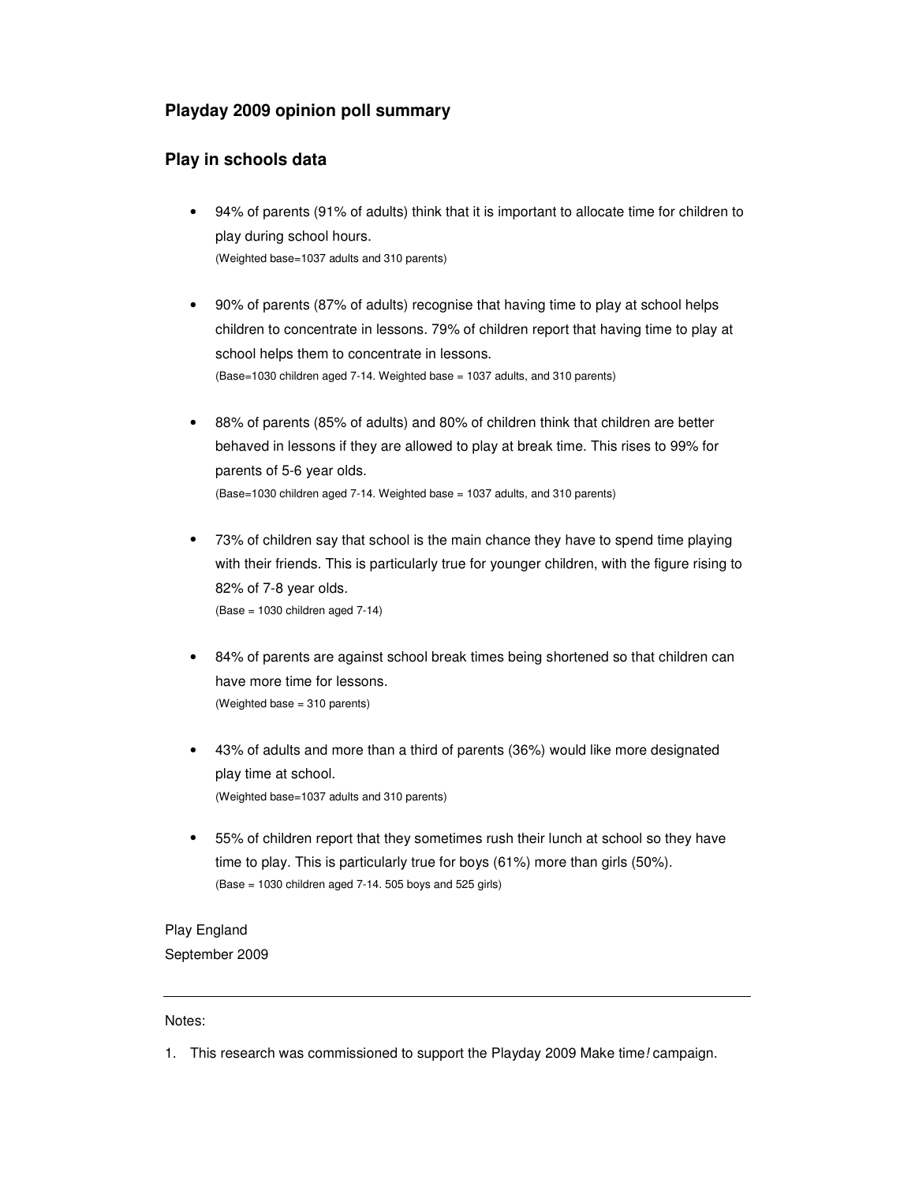## Playday 2009 opinion poll summary

## Play in schools data

- 94% of parents (91% of adults) think that it is important to allocate time for children to play during school hours.
  (Weighted base=1037 adults and 310 parents)

- 90% of parents (87% of adults) recognise that having time to play at school helps children to concentrate in lessons. 79% of children report that having time to play at school helps them to concentrate in lessons.
  (Base=1030 children aged 7-14. Weighted base = 1037 adults, and 310 parents)

- 88% of parents (85% of adults) and 80% of children think that children are better behaved in lessons if they are allowed to play at break time. This rises to 99% for parents of 5-6 year olds.
  (Base=1030 children aged 7-14. Weighted base = 1037 adults, and 310 parents)

- 73% of children say that school is the main chance they have to spend time playing with their friends. This is particularly true for younger children, with the figure rising to 82% of 7-8 year olds.
  (Base = 1030 children aged 7-14)

- 84% of parents are against school break times being shortened so that children can have more time for lessons.
  (Weighted base = 310 parents)

- 43% of adults and more than a third of parents (36%) would like more designated play time at school.
  (Weighted base=1037 adults and 310 parents)

- 55% of children report that they sometimes rush their lunch at school so they have time to play. This is particularly true for boys (61%) more than girls (50%).
  (Base = 1030 children aged 7-14. 505 boys and 525 girls)

Play England
September 2009

---

Notes:

1. This research was commissioned to support the Playday 2009 Make time*!* campaign.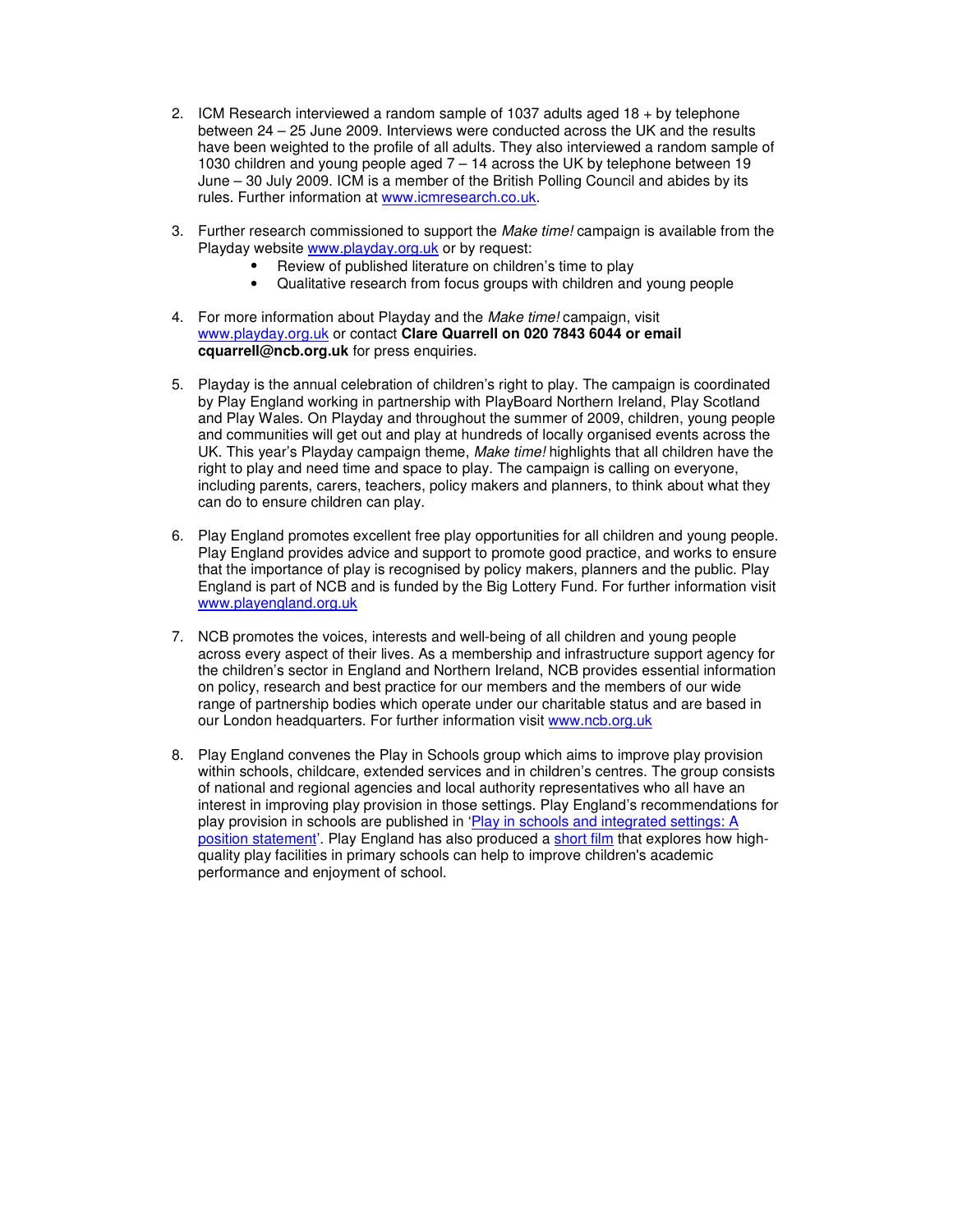2. ICM Research interviewed a random sample of 1037 adults aged 18 + by telephone between 24 – 25 June 2009. Interviews were conducted across the UK and the results have been weighted to the profile of all adults. They also interviewed a random sample of 1030 children and young people aged 7 – 14 across the UK by telephone between 19 June – 30 July 2009. ICM is a member of the British Polling Council and abides by its rules. Further information at www.icmresearch.co.uk.

3. Further research commissioned to support the *Make time!* campaign is available from the Playday website www.playday.org.uk or by request:
   - Review of published literature on children's time to play
   - Qualitative research from focus groups with children and young people

4. For more information about Playday and the *Make time!* campaign, visit www.playday.org.uk or contact **Clare Quarrell on 020 7843 6044 or email cquarrell@ncb.org.uk** for press enquiries.

5. Playday is the annual celebration of children's right to play. The campaign is coordinated by Play England working in partnership with PlayBoard Northern Ireland, Play Scotland and Play Wales. On Playday and throughout the summer of 2009, children, young people and communities will get out and play at hundreds of locally organised events across the UK. This year's Playday campaign theme, *Make time!* highlights that all children have the right to play and need time and space to play. The campaign is calling on everyone, including parents, carers, teachers, policy makers and planners, to think about what they can do to ensure children can play.

6. Play England promotes excellent free play opportunities for all children and young people. Play England provides advice and support to promote good practice, and works to ensure that the importance of play is recognised by policy makers, planners and the public. Play England is part of NCB and is funded by the Big Lottery Fund. For further information visit www.playengland.org.uk

7. NCB promotes the voices, interests and well-being of all children and young people across every aspect of their lives. As a membership and infrastructure support agency for the children's sector in England and Northern Ireland, NCB provides essential information on policy, research and best practice for our members and the members of our wide range of partnership bodies which operate under our charitable status and are based in our London headquarters. For further information visit www.ncb.org.uk

8. Play England convenes the Play in Schools group which aims to improve play provision within schools, childcare, extended services and in children's centres. The group consists of national and regional agencies and local authority representatives who all have an interest in improving play provision in those settings. Play England's recommendations for play provision in schools are published in 'Play in schools and integrated settings: A position statement'. Play England has also produced a short film that explores how high-quality play facilities in primary schools can help to improve children's academic performance and enjoyment of school.